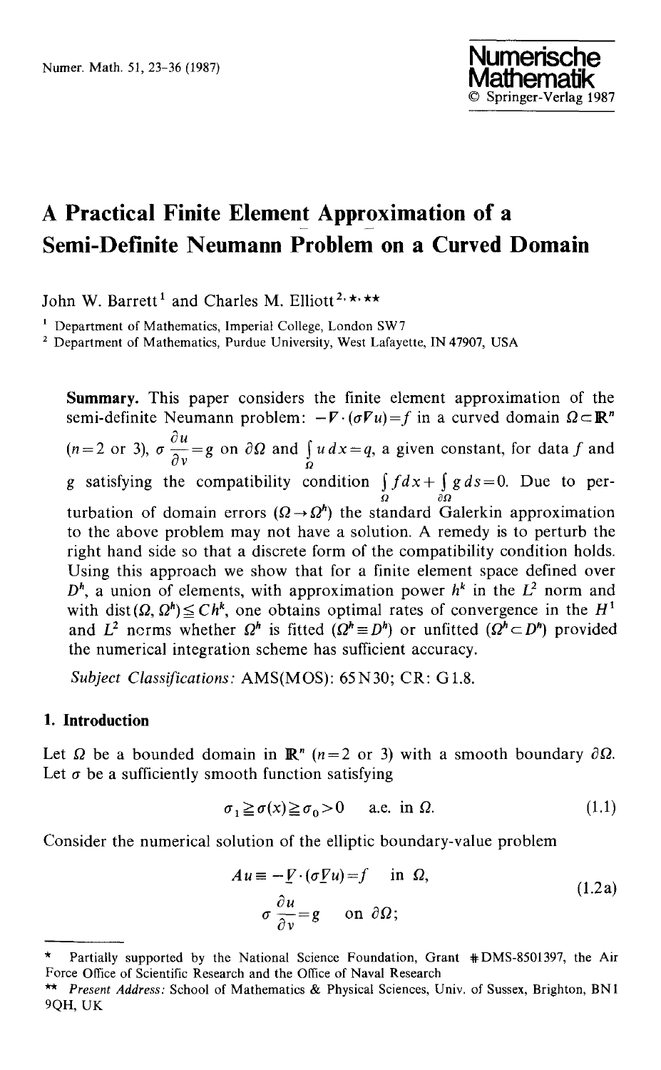# A Practical Finite Element Approximation of a Semi-Definite Neumann Problem on a Curved Domain

John W. Barrett[1] and Charles M. Elliott[2,\*,\*\*]

[1] Department of Mathematics, Imperial College, London SW7

[2] Department of Mathematics, Purdue University, West Lafayette, IN 47907, USA

**Summary.** This paper considers the finite element approximation of the semi-definite Neumann problem: $-\nabla\cdot(\sigma\nabla u)=f$ in a curved domain $\Omega\subset\mathbb{R}^n$ ($n=2$ or 3), $\sigma\frac{\partial u}{\partial \nu}=g$ on $\partial\Omega$ and $\int_\Omega u\,dx=q$, a given constant, for data $f$ and $g$ satisfying the compatibility condition $\int_\Omega f\,dx+\int_{\partial\Omega} g\,ds=0$. Due to perturbation of domain errors ($\Omega\to\Omega^h$) the standard Galerkin approximation to the above problem may not have a solution. A remedy is to perturb the right hand side so that a discrete form of the compatibility condition holds. Using this approach we show that for a finite element space defined over $D^h$, a union of elements, with approximation power $h^k$ in the $L^2$ norm and with $\operatorname{dist}(\Omega,\Omega^h)\leqq Ch^k$, one obtains optimal rates of convergence in the $H^1$ and $L^2$ norms whether $\Omega^h$ is fitted ($\Omega^h\equiv D^h$) or unfitted ($\Omega^h\subset D^h$) provided the numerical integration scheme has sufficient accuracy.

*Subject Classifications:* AMS(MOS): 65N30; CR: G1.8.

## 1. Introduction

Let $\Omega$ be a bounded domain in $\mathbb{R}^n$ ($n=2$ or 3) with a smooth boundary $\partial\Omega$. Let $\sigma$ be a sufficiently smooth function satisfying

$$\sigma_1\geqq\sigma(x)\geqq\sigma_0>0 \quad \text{a.e. in } \Omega. \tag{1.1}$$

Consider the numerical solution of the elliptic boundary-value problem

$$\begin{aligned} Au\equiv -\nabla\cdot(\sigma\nabla u)&=f \quad \text{in } \Omega,\\ \sigma\frac{\partial u}{\partial \nu}&=g \quad \text{on } \partial\Omega; \end{aligned} \tag{1.2a}$$

---

\* Partially supported by the National Science Foundation, Grant #DMS-8501397, the Air Force Office of Scientific Research and the Office of Naval Research

\*\* *Present Address:* School of Mathematics & Physical Sciences, Univ. of Sussex, Brighton, BN1 9QH, UK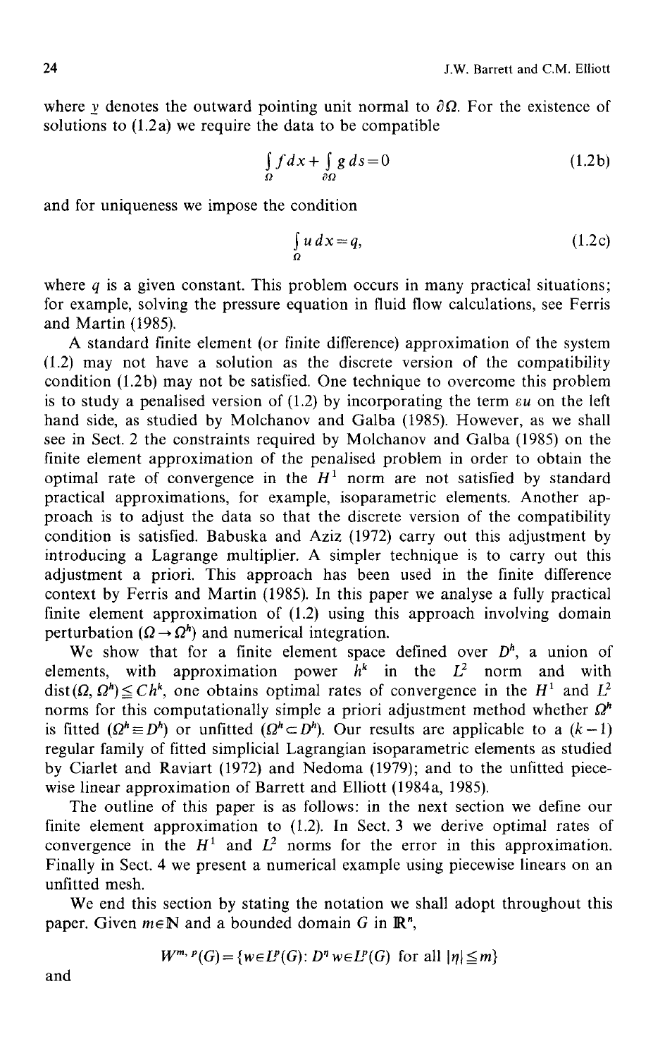where $\underline{\nu}$ denotes the outward pointing unit normal to $\partial\Omega$. For the existence of solutions to (1.2a) we require the data to be compatible

$$\int_{\Omega} f\,dx + \int_{\partial\Omega} g\,ds = 0 \tag{1.2b}$$

and for uniqueness we impose the condition

$$\int_{\Omega} u\,dx = q, \tag{1.2c}$$

where $q$ is a given constant. This problem occurs in many practical situations; for example, solving the pressure equation in fluid flow calculations, see Ferris and Martin (1985).

A standard finite element (or finite difference) approximation of the system (1.2) may not have a solution as the discrete version of the compatibility condition (1.2b) may not be satisfied. One technique to overcome this problem is to study a penalised version of (1.2) by incorporating the term $\varepsilon u$ on the left hand side, as studied by Molchanov and Galba (1985). However, as we shall see in Sect. 2 the constraints required by Molchanov and Galba (1985) on the finite element approximation of the penalised problem in order to obtain the optimal rate of convergence in the $H^1$ norm are not satisfied by standard practical approximations, for example, isoparametric elements. Another approach is to adjust the data so that the discrete version of the compatibility condition is satisfied. Babuska and Aziz (1972) carry out this adjustment by introducing a Lagrange multiplier. A simpler technique is to carry out this adjustment a priori. This approach has been used in the finite difference context by Ferris and Martin (1985). In this paper we analyse a fully practical finite element approximation of (1.2) using this approach involving domain perturbation ($\Omega \to \Omega^h$) and numerical integration.

We show that for a finite element space defined over $D^h$, a union of elements, with approximation power $h^k$ in the $L^2$ norm and with $\operatorname{dist}(\Omega, \Omega^h) \leqq C h^k$, one obtains optimal rates of convergence in the $H^1$ and $L^2$ norms for this computationally simple a priori adjustment method whether $\Omega^h$ is fitted ($\Omega^h \equiv D^h$) or unfitted ($\Omega^h \subset D^h$). Our results are applicable to a $(k-1)$ regular family of fitted simplicial Lagrangian isoparametric elements as studied by Ciarlet and Raviart (1972) and Nedoma (1979); and to the unfitted piecewise linear approximation of Barrett and Elliott (1984a, 1985).

The outline of this paper is as follows: in the next section we define our finite element approximation to (1.2). In Sect. 3 we derive optimal rates of convergence in the $H^1$ and $L^2$ norms for the error in this approximation. Finally in Sect. 4 we present a numerical example using piecewise linears on an unfitted mesh.

We end this section by stating the notation we shall adopt throughout this paper. Given $m \in \mathbb{N}$ and a bounded domain $G$ in $\mathbb{R}^n$,

$$W^{m,p}(G) = \{w \in L^p(G) \colon D^\eta w \in L^p(G) \text{ for all } |\eta| \leqq m\}$$

and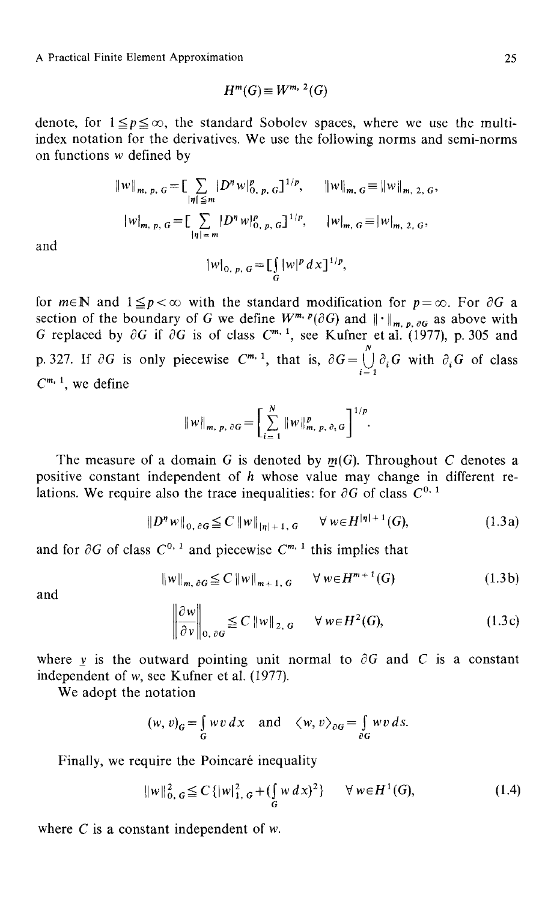$$H^m(G) \equiv W^{m,2}(G)$$

denote, for $1 \leq p \leq \infty$, the standard Sobolev spaces, where we use the multi-index notation for the derivatives. We use the following norms and semi-norms on functions $w$ defined by

$$\|w\|_{m,p,G} = \Big[\sum_{|\eta| \leq m} |D^\eta w|^p_{0,p,G}\Big]^{1/p}, \qquad \|w\|_{m,G} \equiv \|w\|_{m,2,G},$$

$$|w|_{m,p,G} = \Big[\sum_{|\eta| = m} |D^\eta w|^p_{0,p,G}\Big]^{1/p}, \qquad |w|_{m,G} \equiv |w|_{m,2,G},$$

and

$$|w|_{0,p,G} = \Big[\int_G |w|^p \, dx\Big]^{1/p},$$

for $m \in \mathbb{N}$ and $1 \leq p < \infty$ with the standard modification for $p = \infty$. For $\partial G$ a section of the boundary of $G$ we define $W^{m,p}(\partial G)$ and $\|\cdot\|_{m,p,\partial G}$ as above with $G$ replaced by $\partial G$ if $\partial G$ is of class $C^{m,1}$, see Kufner et al. (1977), p. 305 and p. 327. If $\partial G$ is only piecewise $C^{m,1}$, that is, $\partial G = \bigcup_{i=1}^{N} \partial_i G$ with $\partial_i G$ of class $C^{m,1}$, we define

$$\|w\|_{m,p,\partial G} = \Big[\sum_{i=1}^{N} \|w\|^p_{m,p,\partial_i G}\Big]^{1/p}.$$

The measure of a domain $G$ is denoted by $\underline{m}(G)$. Throughout $C$ denotes a positive constant independent of $h$ whose value may change in different relations. We require also the trace inequalities: for $\partial G$ of class $C^{0,1}$

$$\|D^\eta w\|_{0,\partial G} \leq C \, \|w\|_{|\eta|+1,G} \qquad \forall \, w \in H^{|\eta|+1}(G), \tag{1.3a}$$

and for $\partial G$ of class $C^{0,1}$ and piecewise $C^{m,1}$ this implies that

$$\|w\|_{m,\partial G} \leq C \, \|w\|_{m+1,G} \qquad \forall \, w \in H^{m+1}(G) \tag{1.3b}$$

and

$$\left\| \frac{\partial w}{\partial \nu} \right\|_{0,\partial G} \leq C \, \|w\|_{2,G} \qquad \forall \, w \in H^2(G), \tag{1.3c}$$

where $\underline{\nu}$ is the outward pointing unit normal to $\partial G$ and $C$ is a constant independent of $w$, see Kufner et al. (1977).

We adopt the notation

$$(w, v)_G = \int_G w v \, dx \quad \text{and} \quad \langle w, v \rangle_{\partial G} = \int_{\partial G} w v \, ds.$$

Finally, we require the Poincaré inequality

$$\|w\|^2_{0,G} \leq C \{|w|^2_{1,G} + (\int_G w \, dx)^2\} \qquad \forall \, w \in H^1(G), \tag{1.4}$$

where $C$ is a constant independent of $w$.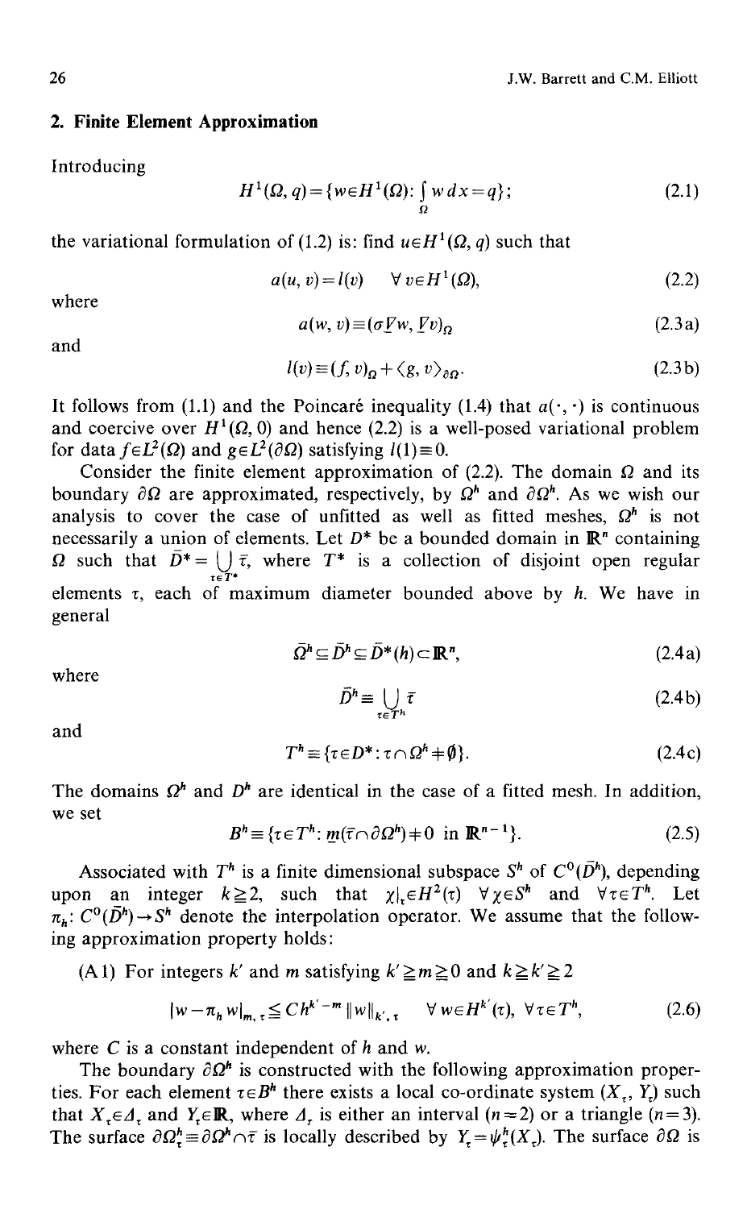## 2. Finite Element Approximation

Introducing

$$H^1(\Omega, q) = \{w \in H^1(\Omega) : \int_\Omega w \, dx = q\}; \tag{2.1}$$

the variational formulation of (1.2) is: find $u \in H^1(\Omega, q)$ such that

$$a(u, v) = l(v) \quad \forall \, v \in H^1(\Omega), \tag{2.2}$$

where

$$a(w, v) \equiv (\underline{\sigma} \underline{\nabla} w, \underline{\nabla} v)_\Omega \tag{2.3a}$$

and

$$l(v) \equiv (f, v)_\Omega + \langle g, v \rangle_{\partial\Omega}. \tag{2.3b}$$

It follows from (1.1) and the Poincaré inequality (1.4) that $a(\cdot, \cdot)$ is continuous and coercive over $H^1(\Omega, 0)$ and hence (2.2) is a well-posed variational problem for data $f \in L^2(\Omega)$ and $g \in L^2(\partial\Omega)$ satisfying $l(1) \equiv 0$.

Consider the finite element approximation of (2.2). The domain $\Omega$ and its boundary $\partial\Omega$ are approximated, respectively, by $\Omega^h$ and $\partial\Omega^h$. As we wish our analysis to cover the case of unfitted as well as fitted meshes, $\Omega^h$ is not necessarily a union of elements. Let $D^*$ be a bounded domain in $\mathbb{R}^n$ containing $\Omega$ such that $\bar{D}^* = \bigcup_{\tau \in T^*} \bar{\tau}$, where $T^*$ is a collection of disjoint open regular elements $\tau$, each of maximum diameter bounded above by $h$. We have in general

$$\bar{\Omega}^h \subseteq \bar{D}^h \subseteq \bar{D}^*(h) \subset \mathbb{R}^n, \tag{2.4a}$$

where

$$\bar{D}^h \equiv \bigcup_{\tau \in T^h} \bar{\tau} \tag{2.4b}$$

and

$$T^h \equiv \{\tau \in D^* : \tau \cap \Omega^h \neq \emptyset\}. \tag{2.4c}$$

The domains $\Omega^h$ and $D^h$ are identical in the case of a fitted mesh. In addition, we set

$$B^h \equiv \{\tau \in T^h : \underline{m}(\bar{\tau} \cap \partial\Omega^h) \neq 0 \text{ in } \mathbb{R}^{n-1}\}. \tag{2.5}$$

Associated with $T^h$ is a finite dimensional subspace $S^h$ of $C^0(\bar{D}^h)$, depending upon an integer $k \geq 2$, such that $\chi|_\tau \in H^2(\tau)$ $\forall \chi \in S^h$ and $\forall \tau \in T^h$. Let $\pi_h : C^0(\bar{D}^h) \to S^h$ denote the interpolation operator. We assume that the following approximation property holds:

(A1) For integers $k'$ and $m$ satisfying $k' \geq m \geq 0$ and $k \geq k' \geq 2$

$$|w - \pi_h w|_{m,\tau} \leq C h^{k'-m} \|w\|_{k',\tau} \quad \forall \, w \in H^{k'}(\tau), \; \forall \tau \in T^h, \tag{2.6}$$

where $C$ is a constant independent of $h$ and $w$.

The boundary $\partial\Omega^h$ is constructed with the following approximation properties. For each element $\tau \in B^h$ there exists a local co-ordinate system $(X_\tau, Y_\tau)$ such that $X_\tau \in \Delta_\tau$ and $Y_\tau \in \mathbb{R}$, where $\Delta_\tau$ is either an interval $(n=2)$ or a triangle $(n=3)$. The surface $\partial\Omega^h_\tau \equiv \partial\Omega^h \cap \bar{\tau}$ is locally described by $Y_\tau = \psi^h_\tau(X_\tau)$. The surface $\partial\Omega$ is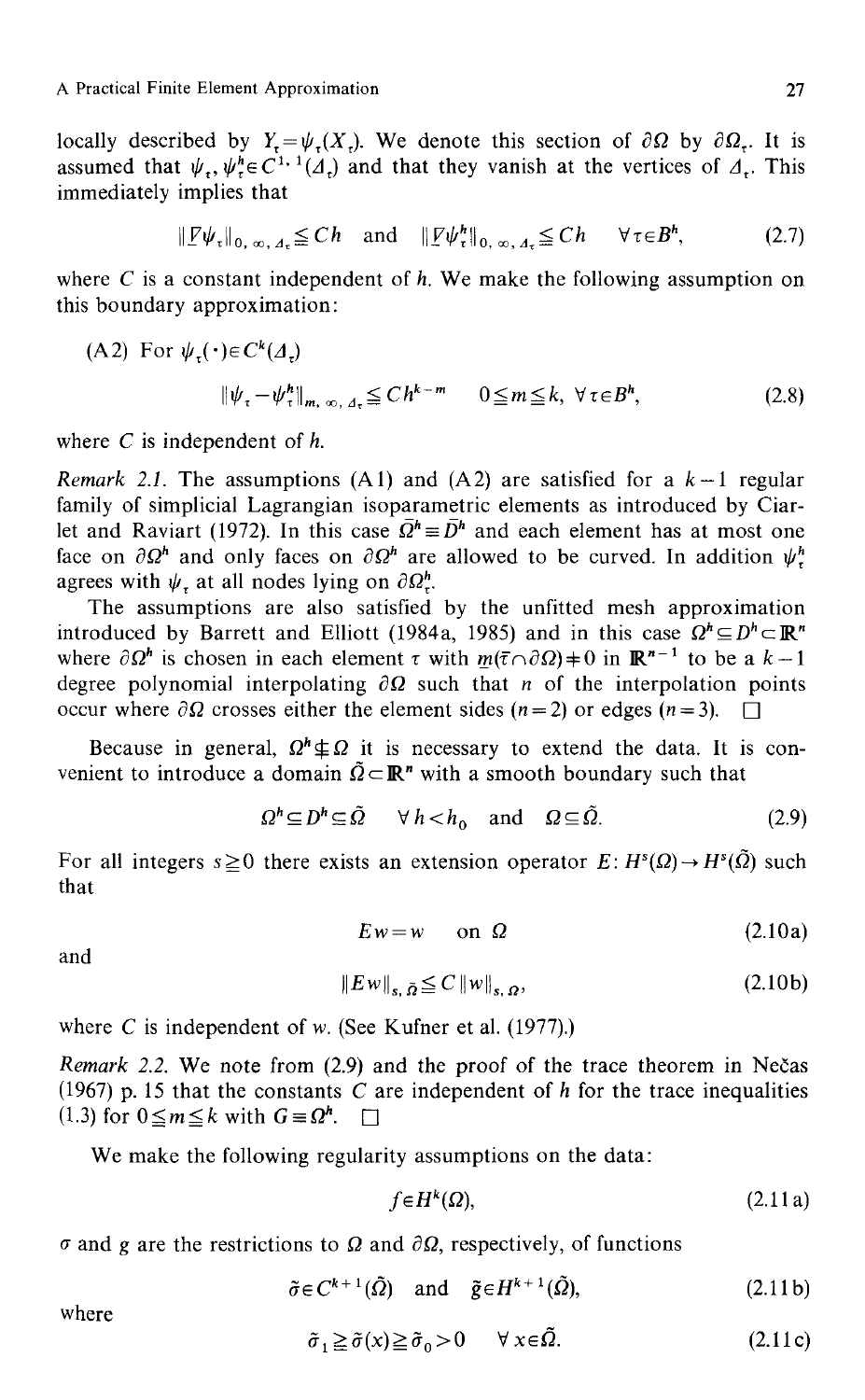locally described by $Y_\tau = \psi_\tau(X_\tau)$. We denote this section of $\partial\Omega$ by $\partial\Omega_\tau$. It is assumed that $\psi_\tau, \psi_\tau^h \in C^{1,1}(\Delta_\tau)$ and that they vanish at the vertices of $\Delta_\tau$. This immediately implies that

$$\|\underline{V}\psi_\tau\|_{0,\infty,\Delta_\tau} \leq Ch \quad \text{and} \quad \|\underline{V}\psi_\tau^h\|_{0,\infty,\Delta_\tau} \leq Ch \quad \forall \tau \in B^h, \tag{2.7}$$

where $C$ is a constant independent of $h$. We make the following assumption on this boundary approximation:

(A2) For $\psi_\tau(\cdot) \in C^k(\Delta_\tau)$

$$\|\psi_\tau - \psi_\tau^h\|_{m,\infty,\Delta_\tau} \leq Ch^{k-m} \quad 0 \leq m \leq k, \ \forall \tau \in B^h, \tag{2.8}$$

where $C$ is independent of $h$.

*Remark 2.1.* The assumptions (A1) and (A2) are satisfied for a $k-1$ regular family of simplicial Lagrangian isoparametric elements as introduced by Ciarlet and Raviart (1972). In this case $\bar{\Omega}^h \equiv \bar{D}^h$ and each element has at most one face on $\partial\Omega^h$ and only faces on $\partial\Omega^h$ are allowed to be curved. In addition $\psi_\tau^h$ agrees with $\psi_\tau$ at all nodes lying on $\partial\Omega_\tau^h$.

The assumptions are also satisfied by the unfitted mesh approximation introduced by Barrett and Elliott (1984a, 1985) and in this case $\Omega^h \subseteq D^h \subset \mathbb{R}^n$ where $\partial\Omega^h$ is chosen in each element $\tau$ with $\underline{m}(\bar{\tau} \cap \partial\Omega) \neq 0$ in $\mathbb{R}^{n-1}$ to be a $k-1$ degree polynomial interpolating $\partial\Omega$ such that $n$ of the interpolation points occur where $\partial\Omega$ crosses either the element sides ($n=2$) or edges ($n=3$). □

Because in general, $\Omega^h \nsubseteq \Omega$ it is necessary to extend the data. It is convenient to introduce a domain $\tilde{\Omega} \subset \mathbb{R}^n$ with a smooth boundary such that

$$\Omega^h \subseteq D^h \subseteq \tilde{\Omega} \quad \forall h < h_0 \quad \text{and} \quad \Omega \subseteq \tilde{\Omega}. \tag{2.9}$$

For all integers $s \geq 0$ there exists an extension operator $E: H^s(\Omega) \to H^s(\tilde{\Omega})$ such that

$$Ew = w \quad \text{on } \Omega \tag{2.10a}$$

and

$$\|Ew\|_{s,\tilde{\Omega}} \leq C\|w\|_{s,\Omega}, \tag{2.10b}$$

where $C$ is independent of $w$. (See Kufner et al. (1977).)

*Remark 2.2.* We note from (2.9) and the proof of the trace theorem in Nečas (1967) p. 15 that the constants $C$ are independent of $h$ for the trace inequalities (1.3) for $0 \leq m \leq k$ with $G \equiv \Omega^h$. □

We make the following regularity assumptions on the data:

$$f \in H^k(\Omega), \tag{2.11a}$$

$\sigma$ and $g$ are the restrictions to $\Omega$ and $\partial\Omega$, respectively, of functions

$$\tilde{\sigma} \in C^{k+1}(\tilde{\Omega}) \quad \text{and} \quad \tilde{g} \in H^{k+1}(\tilde{\Omega}), \tag{2.11b}$$

where

$$\tilde{\sigma}_1 \geq \tilde{\sigma}(x) \geq \tilde{\sigma}_0 > 0 \quad \forall x \in \tilde{\Omega}. \tag{2.11c}$$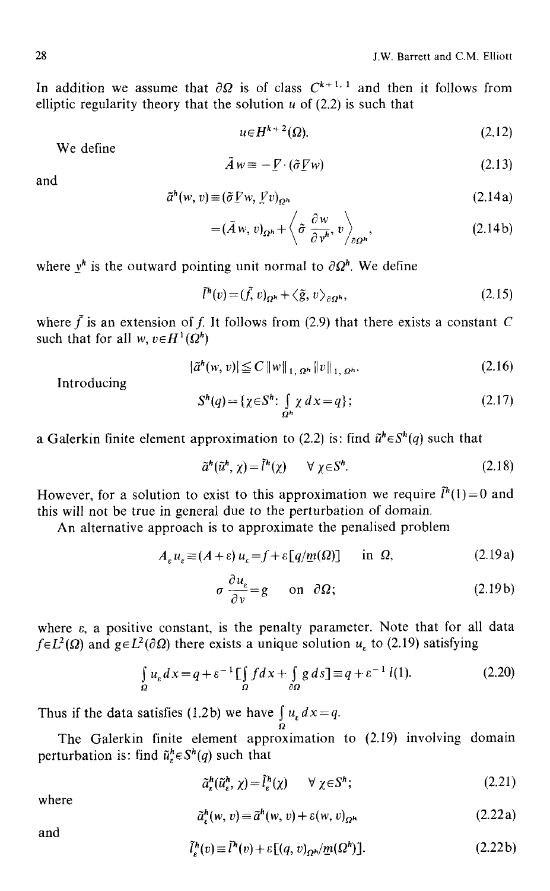In addition we assume that $\partial\Omega$ is of class $C^{k+1,1}$ and then it follows from elliptic regularity theory that the solution $u$ of (2.2) is such that

$$u \in H^{k+2}(\Omega). \tag{2.12}$$

We define

$$\tilde{A}w \equiv -\underline{\nabla} \cdot (\tilde{\sigma}\underline{\nabla} w) \tag{2.13}$$

and

$$\tilde{a}^h(w, v) \equiv (\tilde{\sigma}\underline{\nabla} w, \underline{\nabla} v)_{\Omega^h} \tag{2.14a}$$

$$= (\tilde{A}w, v)_{\Omega^h} + \left\langle \tilde{\sigma}\frac{\partial w}{\partial \underline{v}^h}, v \right\rangle_{\partial\Omega^h}, \tag{2.14b}$$

where $\underline{v}^h$ is the outward pointing unit normal to $\partial\Omega^h$. We define

$$\tilde{l}^h(v) = (\tilde{f}, v)_{\Omega^h} + \langle \tilde{g}, v \rangle_{\partial\Omega^h}, \tag{2.15}$$

where $\tilde{f}$ is an extension of $f$. It follows from (2.9) that there exists a constant $C$ such that for all $w, v \in H^1(\Omega^h)$

$$|\tilde{a}^h(w, v)| \leq C \|w\|_{1,\Omega^h} \|v\|_{1,\Omega^h}. \tag{2.16}$$

Introducing

$$S^h(q) = \{\chi \in S^h \colon \int_{\Omega^h} \chi \, dx = q\}; \tag{2.17}$$

a Galerkin finite element approximation to (2.2) is: find $\tilde{u}^h \in S^h(q)$ such that

$$\tilde{a}^h(\tilde{u}^h, \chi) = \tilde{l}^h(\chi) \quad \forall \chi \in S^h. \tag{2.18}$$

However, for a solution to exist to this approximation we require $\tilde{l}^h(1) = 0$ and this will not be true in general due to the perturbation of domain.

An alternative approach is to approximate the penalised problem

$$A_\varepsilon u_\varepsilon \equiv (A + \varepsilon) u_\varepsilon = f + \varepsilon[q/\underline{m}(\Omega)] \quad \text{in } \Omega, \tag{2.19a}$$

$$\sigma \frac{\partial u_\varepsilon}{\partial v} = g \quad \text{on } \partial\Omega; \tag{2.19b}$$

where $\varepsilon$, a positive constant, is the penalty parameter. Note that for all data $f \in L^2(\Omega)$ and $g \in L^2(\partial\Omega)$ there exists a unique solution $u_\varepsilon$ to (2.19) satisfying

$$\int_\Omega u_\varepsilon \, dx = q + \varepsilon^{-1}\Big[\int_\Omega f dx + \int_{\partial\Omega} g \, ds\Big] \equiv q + \varepsilon^{-1} l(1). \tag{2.20}$$

Thus if the data satisfies (1.2b) we have $\int_\Omega u_\varepsilon \, dx = q$.

The Galerkin finite element approximation to (2.19) involving domain perturbation is: find $\tilde{u}^h_\varepsilon \in S^h(q)$ such that

$$\tilde{a}^h_\varepsilon(\tilde{u}^h_\varepsilon, \chi) = \tilde{l}^h_\varepsilon(\chi) \quad \forall \chi \in S^h; \tag{2.21}$$

where

$$\tilde{a}^h_\varepsilon(w, v) \equiv \tilde{a}^h(w, v) + \varepsilon(w, v)_{\Omega^h} \tag{2.22a}$$

and

$$\tilde{l}^h_\varepsilon(v) \equiv \tilde{l}^h(v) + \varepsilon[(q, v)_{\Omega^h}/\underline{m}(\Omega^h)]. \tag{2.22b}$$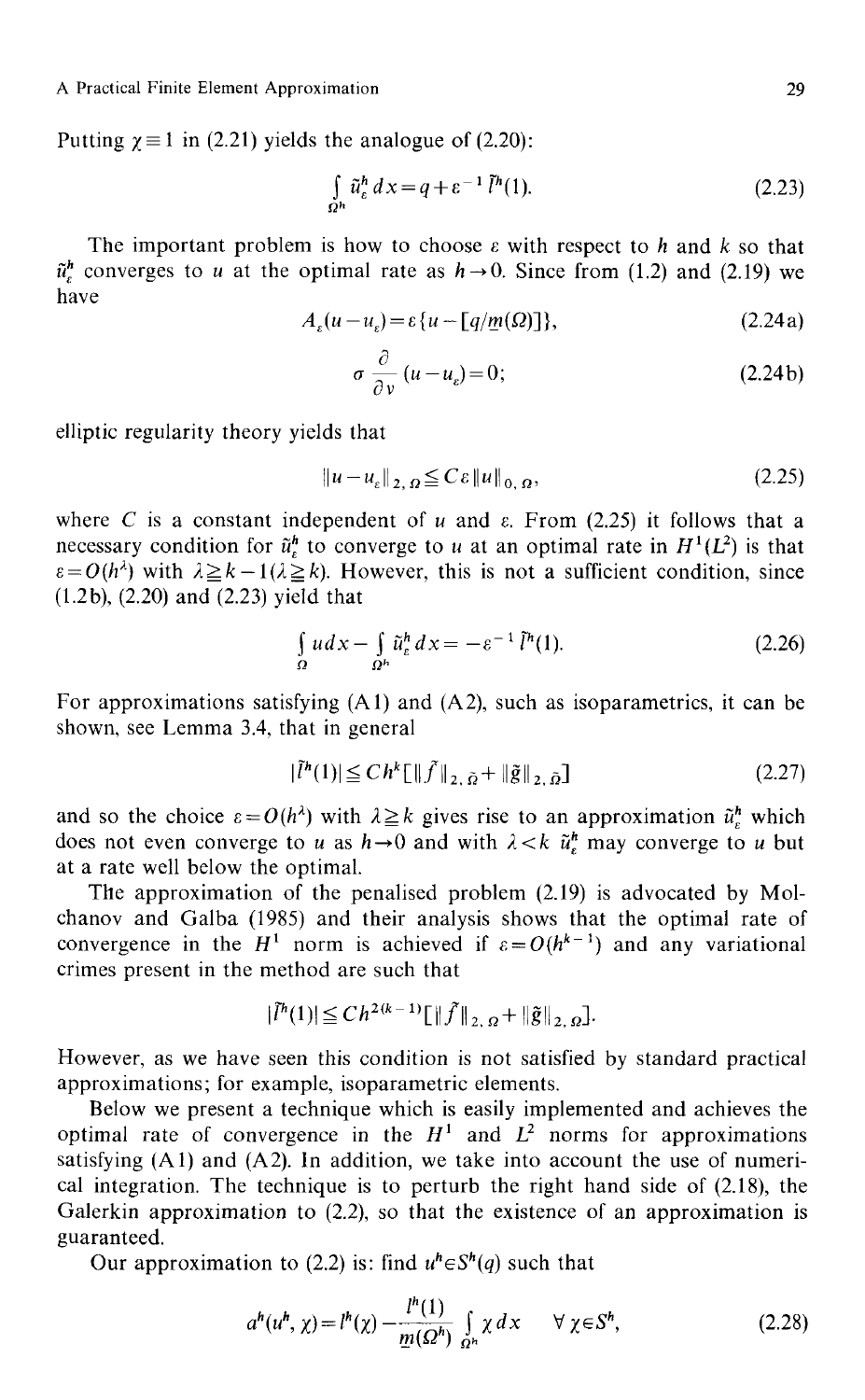Putting $\chi \equiv 1$ in (2.21) yields the analogue of (2.20):

$$\int_{\Omega^h} \tilde{u}_\varepsilon^h \, dx = q + \varepsilon^{-1} \tilde{l}^h(1). \tag{2.23}$$

The important problem is how to choose $\varepsilon$ with respect to $h$ and $k$ so that $\tilde{u}_\varepsilon^h$ converges to $u$ at the optimal rate as $h \to 0$. Since from (1.2) and (2.19) we have

$$A_\varepsilon(u - u_\varepsilon) = \varepsilon\{u - [q/\underline{m}(\Omega)]\}, \tag{2.24a}$$

$$\sigma \frac{\partial}{\partial v}(u - u_\varepsilon) = 0; \tag{2.24b}$$

elliptic regularity theory yields that

$$\|u - u_\varepsilon\|_{2,\Omega} \leqq C\varepsilon \|u\|_{0,\Omega}, \tag{2.25}$$

where $C$ is a constant independent of $u$ and $\varepsilon$. From (2.25) it follows that a necessary condition for $\tilde{u}_\varepsilon^h$ to converge to $u$ at an optimal rate in $H^1(L^2)$ is that $\varepsilon = O(h^\lambda)$ with $\lambda \geqq k - 1 (\lambda \geqq k)$. However, this is not a sufficient condition, since (1.2b), (2.20) and (2.23) yield that

$$\int_\Omega u \, dx - \int_{\Omega^h} \tilde{u}_\varepsilon^h \, dx = -\varepsilon^{-1} \tilde{l}^h(1). \tag{2.26}$$

For approximations satisfying (A1) and (A2), such as isoparametrics, it can be shown, see Lemma 3.4, that in general

$$|\tilde{l}^h(1)| \leqq C h^k [\|\tilde{f}\|_{2,\tilde{\Omega}} + \|\tilde{g}\|_{2,\tilde{\Omega}}] \tag{2.27}$$

and so the choice $\varepsilon = O(h^\lambda)$ with $\lambda \geqq k$ gives rise to an approximation $\tilde{u}_\varepsilon^h$ which does not even converge to $u$ as $h \to 0$ and with $\lambda < k$ $\tilde{u}_\varepsilon^h$ may converge to $u$ but at a rate well below the optimal.

The approximation of the penalised problem (2.19) is advocated by Molchanov and Galba (1985) and their analysis shows that the optimal rate of convergence in the $H^1$ norm is achieved if $\varepsilon = O(h^{k-1})$ and any variational crimes present in the method are such that

$$|\tilde{l}^h(1)| \leqq C h^{2(k-1)} [\|\tilde{f}\|_{2,\Omega} + \|\tilde{g}\|_{2,\Omega}].$$

However, as we have seen this condition is not satisfied by standard practical approximations; for example, isoparametric elements.

Below we present a technique which is easily implemented and achieves the optimal rate of convergence in the $H^1$ and $L^2$ norms for approximations satisfying (A1) and (A2). In addition, we take into account the use of numerical integration. The technique is to perturb the right hand side of (2.18), the Galerkin approximation to (2.2), so that the existence of an approximation is guaranteed.

Our approximation to (2.2) is: find $u^h \in S^h(q)$ such that

$$a^h(u^h, \chi) = l^h(\chi) - \frac{l^h(1)}{\underline{m}(\Omega^h)} \int_{\Omega^h} \chi \, dx \qquad \forall \chi \in S^h, \tag{2.28}$$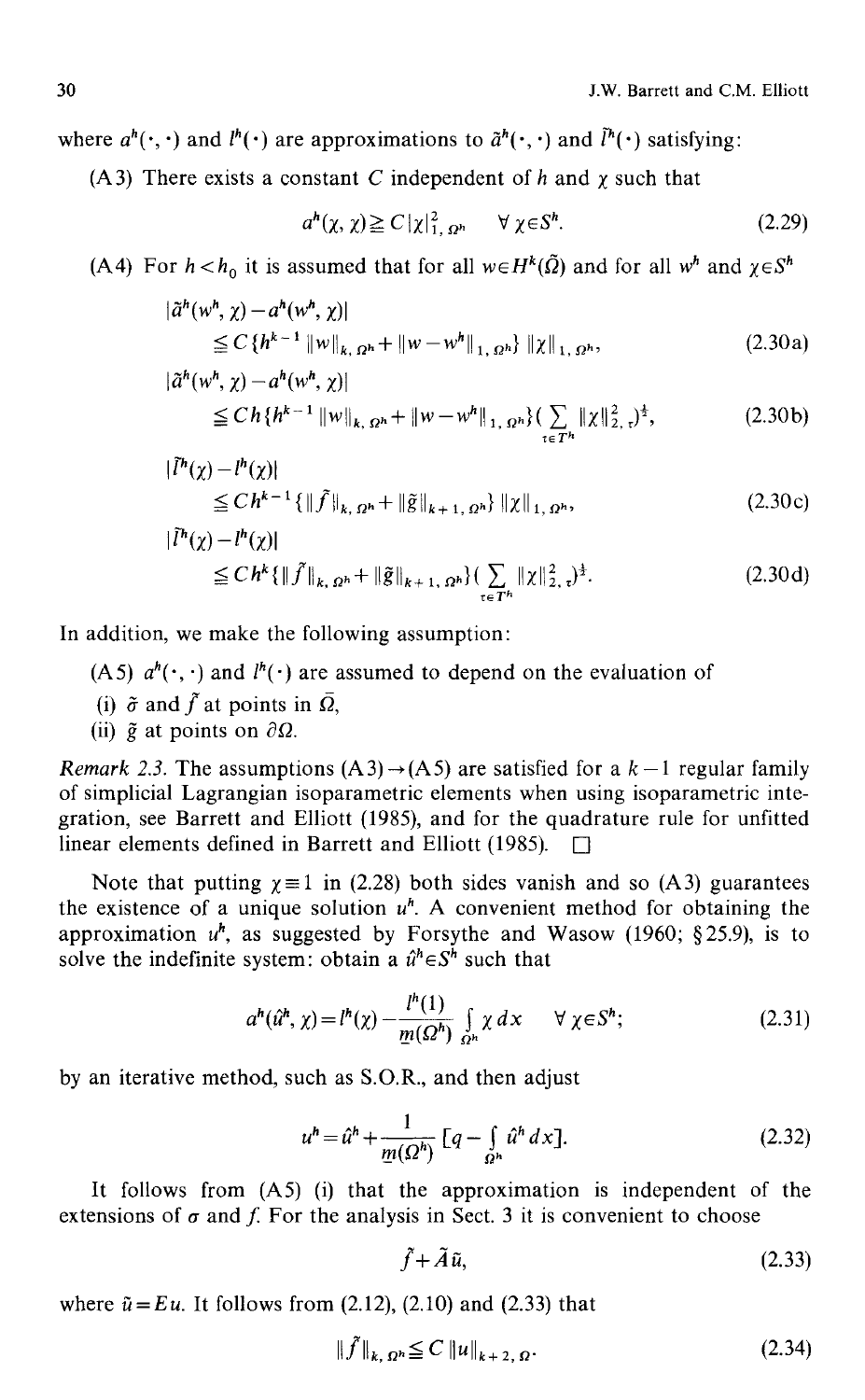where $a^h(\cdot,\cdot)$ and $l^h(\cdot)$ are approximations to $\tilde{a}^h(\cdot,\cdot)$ and $\tilde{l}^h(\cdot)$ satisfying:

(A3) There exists a constant $C$ independent of $h$ and $\chi$ such that

$$a^h(\chi,\chi) \geqq C|\chi|^2_{1,\Omega^h} \qquad \forall\, \chi \in S^h. \tag{2.29}$$

(A4) For $h < h_0$ it is assumed that for all $w \in H^k(\tilde{\Omega})$ and for all $w^h$ and $\chi \in S^h$

$$|\tilde{a}^h(w^h,\chi) - a^h(w^h,\chi)| \leqq C\{h^{k-1}\|w\|_{k,\Omega^h} + \|w - w^h\|_{1,\Omega^h}\}\, \|\chi\|_{1,\Omega^h}, \tag{2.30a}$$

$$|\tilde{a}^h(w^h,\chi) - a^h(w^h,\chi)| \leqq Ch\{h^{k-1}\|w\|_{k,\Omega^h} + \|w - w^h\|_{1,\Omega^h}\}\Big(\sum_{\tau\in T^h} \|\chi\|^2_{2,\tau}\Big)^{\frac{1}{2}}, \tag{2.30b}$$

$$|\tilde{l}^h(\chi) - l^h(\chi)| \leqq Ch^{k-1}\{\|\tilde{f}\|_{k,\Omega^h} + \|\tilde{g}\|_{k+1,\Omega^h}\}\, \|\chi\|_{1,\Omega^h}, \tag{2.30c}$$

$$|\tilde{l}^h(\chi) - l^h(\chi)| \leqq Ch^k\{\|\tilde{f}\|_{k,\Omega^h} + \|\tilde{g}\|_{k+1,\Omega^h}\}\Big(\sum_{\tau\in T^h} \|\chi\|^2_{2,\tau}\Big)^{\frac{1}{2}}. \tag{2.30d}$$

In addition, we make the following assumption:

(A5) $a^h(\cdot,\cdot)$ and $l^h(\cdot)$ are assumed to depend on the evaluation of

(i) $\tilde{\sigma}$ and $\tilde{f}$ at points in $\bar{\Omega}$,

(ii) $\tilde{g}$ at points on $\partial\Omega$.

*Remark 2.3.* The assumptions (A3)$\to$(A5) are satisfied for a $k-1$ regular family of simplicial Lagrangian isoparametric elements when using isoparametric integration, see Barrett and Elliott (1985), and for the quadrature rule for unfitted linear elements defined in Barrett and Elliott (1985). □

Note that putting $\chi \equiv 1$ in (2.28) both sides vanish and so (A3) guarantees the existence of a unique solution $u^h$. A convenient method for obtaining the approximation $u^h$, as suggested by Forsythe and Wasow (1960; §25.9), is to solve the indefinite system: obtain a $\hat{u}^h \in S^h$ such that

$$a^h(\hat{u}^h,\chi) = l^h(\chi) - \frac{l^h(1)}{\underline{m}(\Omega^h)} \int_{\Omega^h} \chi\, dx \qquad \forall\, \chi \in S^h; \tag{2.31}$$

by an iterative method, such as S.O.R., and then adjust

$$u^h = \hat{u}^h + \frac{1}{\underline{m}(\Omega^h)}\Big[q - \int_{\Omega^h} \hat{u}^h\, dx\Big]. \tag{2.32}$$

It follows from (A5) (i) that the approximation is independent of the extensions of $\sigma$ and $f$. For the analysis in Sect. 3 it is convenient to choose

$$\tilde{f} + \tilde{A}\tilde{u}, \tag{2.33}$$

where $\tilde{u} = Eu$. It follows from (2.12), (2.10) and (2.33) that

$$\|\tilde{f}\|_{k,\Omega^h} \leqq C\,\|u\|_{k+2,\Omega}. \tag{2.34}$$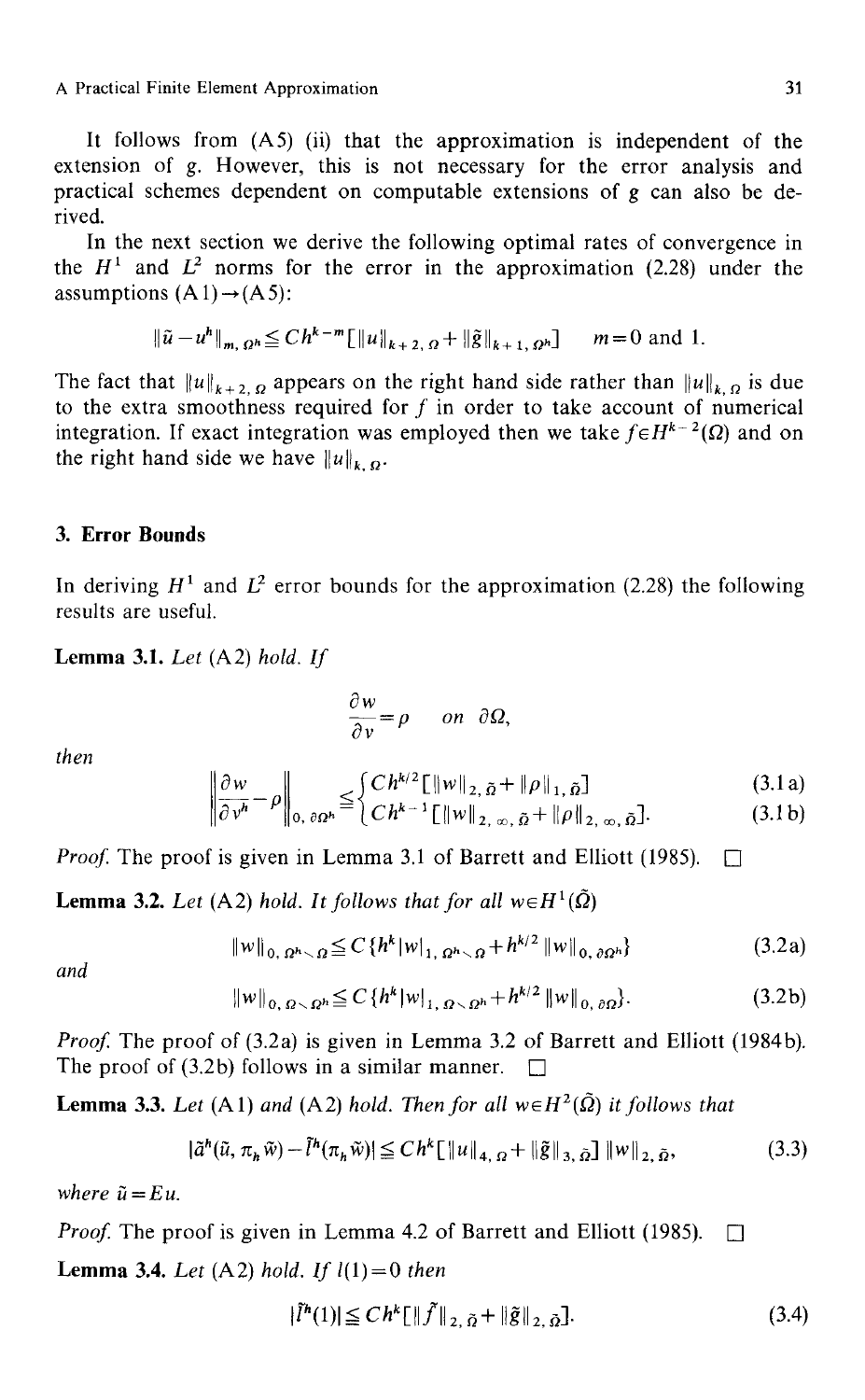It follows from (A5) (ii) that the approximation is independent of the extension of $g$. However, this is not necessary for the error analysis and practical schemes dependent on computable extensions of $g$ can also be derived.

In the next section we derive the following optimal rates of convergence in the $H^1$ and $L^2$ norms for the error in the approximation (2.28) under the assumptions (A1)→(A5):

$$\|\tilde{u}-u^h\|_{m,\Omega^h} \leq C h^{k-m}[\|u\|_{k+2,\Omega}+\|\tilde{g}\|_{k+1,\Omega^h}] \qquad m=0 \text{ and } 1.$$

The fact that $\|u\|_{k+2,\Omega}$ appears on the right hand side rather than $\|u\|_{k,\Omega}$ is due to the extra smoothness required for $f$ in order to take account of numerical integration. If exact integration was employed then we take $f \in H^{k-2}(\Omega)$ and on the right hand side we have $\|u\|_{k,\Omega}$.

## 3. Error Bounds

In deriving $H^1$ and $L^2$ error bounds for the approximation (2.28) the following results are useful.

**Lemma 3.1.** *Let* (A2) *hold. If*

$$\frac{\partial w}{\partial v}=p \qquad \text{on } \partial\Omega,$$

*then*

$$\left\|\frac{\partial w}{\partial v^h}-p\right\|_{0,\partial\Omega^h} \leq \begin{cases} C h^{k/2}[\|w\|_{2,\tilde{\Omega}}+\|p\|_{1,\tilde{\Omega}}] & \text{(3.1a)} \\ C h^{k-1}[\|w\|_{2,\infty,\tilde{\Omega}}+\|p\|_{2,\infty,\tilde{\Omega}}]. & \text{(3.1b)} \end{cases}$$

*Proof.* The proof is given in Lemma 3.1 of Barrett and Elliott (1985). □

**Lemma 3.2.** *Let* (A2) *hold. It follows that for all* $w \in H^1(\tilde{\Omega})$

$$\|w\|_{0,\Omega^h \setminus \Omega} \leq C\{h^k |w|_{1,\Omega^h \setminus \Omega}+h^{k/2}\|w\|_{0,\partial\Omega^h}\} \tag{3.2a}$$

*and*

$$\|w\|_{0,\Omega \setminus \Omega^h} \leq C\{h^k |w|_{1,\Omega \setminus \Omega^h}+h^{k/2}\|w\|_{0,\partial\Omega}\}. \tag{3.2b}$$

*Proof.* The proof of (3.2a) is given in Lemma 3.2 of Barrett and Elliott (1984b). The proof of (3.2b) follows in a similar manner. □

**Lemma 3.3.** *Let* (A1) *and* (A2) *hold. Then for all* $w \in H^2(\tilde{\Omega})$ *it follows that*

$$|\tilde{a}^h(\tilde{u}, \pi_h \tilde{w})-\tilde{l}^h(\pi_h \tilde{w})| \leq C h^k[\|u\|_{4,\Omega}+\|\tilde{g}\|_{3,\tilde{\Omega}}]\,\|w\|_{2,\tilde{\Omega}}, \tag{3.3}$$

*where* $\tilde{u}=Eu$.

*Proof.* The proof is given in Lemma 4.2 of Barrett and Elliott (1985). □

**Lemma 3.4.** *Let* (A2) *hold. If* $l(1)=0$ *then*

$$|\tilde{l}^h(1)| \leq C h^k[\|\tilde{f}\|_{2,\tilde{\Omega}}+\|\tilde{g}\|_{2,\tilde{\Omega}}]. \tag{3.4}$$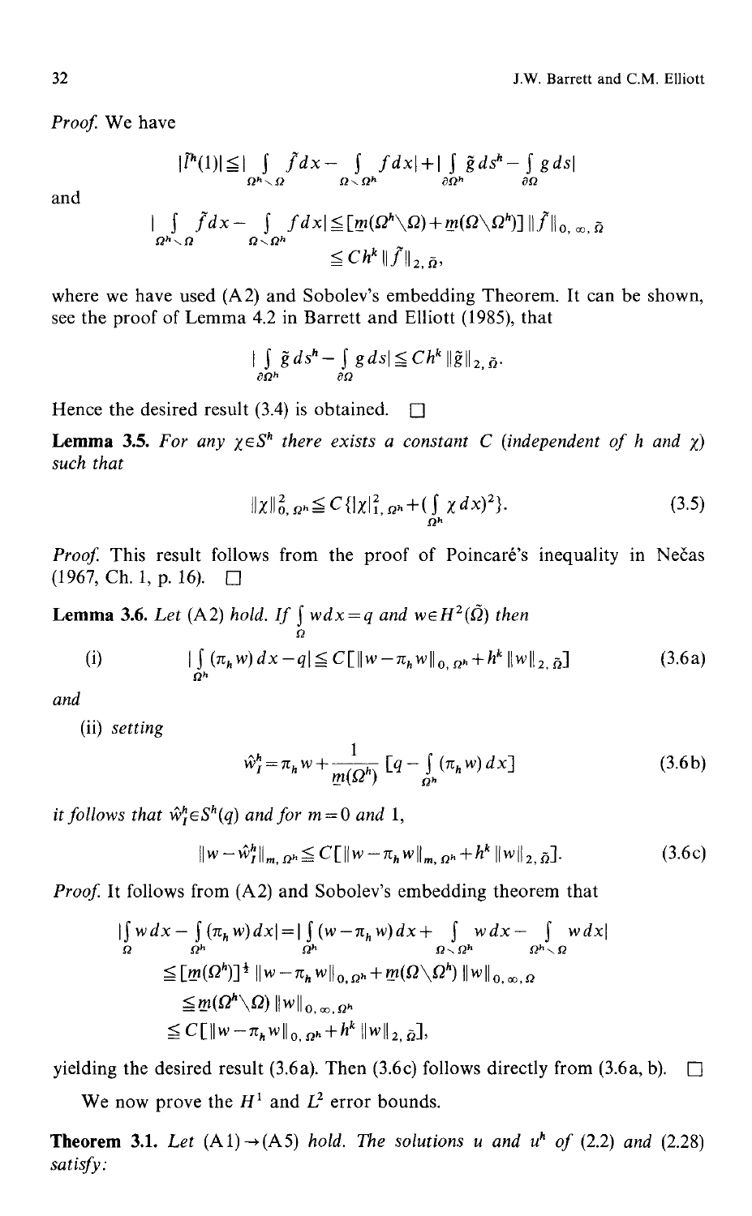*Proof.* We have

$$|l^h(1)| \leq \Big| \int_{\Omega^h \setminus \Omega} \tilde{f}\, dx - \int_{\Omega \setminus \Omega^h} f\, dx \Big| + \Big| \int_{\partial\Omega^h} \tilde{g}\, ds^h - \int_{\partial\Omega} g\, ds \Big|$$

and

$$\Big| \int_{\Omega^h \setminus \Omega} \tilde{f}\, dx - \int_{\Omega \setminus \Omega^h} f\, dx \Big| \leq [\underline{m}(\Omega^h \setminus \Omega) + \underline{m}(\Omega \setminus \Omega^h)]\, \|\tilde{f}\|_{0,\infty,\tilde{\Omega}}$$
$$\leq C h^k \|\tilde{f}\|_{2,\tilde{\Omega}},$$

where we have used (A2) and Sobolev's embedding Theorem. It can be shown, see the proof of Lemma 4.2 in Barrett and Elliott (1985), that

$$\Big| \int_{\partial\Omega^h} \tilde{g}\, ds^h - \int_{\partial\Omega} g\, ds \Big| \leq C h^k \|\tilde{g}\|_{2,\tilde{\Omega}}.$$

Hence the desired result (3.4) is obtained. $\square$

**Lemma 3.5.** *For any $\chi \in S^h$ there exists a constant $C$ (independent of $h$ and $\chi$) such that*

$$\|\chi\|^2_{0,\Omega^h} \leq C\{|\chi|^2_{1,\Omega^h} + (\int_{\Omega^h} \chi\, dx)^2\}. \tag{3.5}$$

*Proof.* This result follows from the proof of Poincaré's inequality in Nečas (1967, Ch. 1, p. 16). $\square$

**Lemma 3.6.** *Let* (A2) *hold. If $\int_\Omega w\, dx = q$ and $w \in H^2(\tilde{\Omega})$ then*

(i)
$$\Big| \int_{\Omega^h} (\pi_h w)\, dx - q \Big| \leq C[\|w - \pi_h w\|_{0,\Omega^h} + h^k \|w\|_{2,\tilde{\Omega}}] \tag{3.6a}$$

*and*

(ii) *setting*

$$\hat{w}_I^h = \pi_h w + \frac{1}{\underline{m}(\Omega^h)} [q - \int_{\Omega^h} (\pi_h w)\, dx] \tag{3.6b}$$

*it follows that $\hat{w}_I^h \in S^h(q)$ and for $m = 0$ and $1$,*

$$\|w - \hat{w}_I^h\|_{m,\Omega^h} \leq C[\|w - \pi_h w\|_{m,\Omega^h} + h^k \|w\|_{2,\tilde{\Omega}}]. \tag{3.6c}$$

*Proof.* It follows from (A2) and Sobolev's embedding theorem that

$$\Big| \int_\Omega w\, dx - \int_{\Omega^h} (\pi_h w)\, dx \Big| = \Big| \int_{\Omega^h} (w - \pi_h w)\, dx + \int_{\Omega \setminus \Omega^h} w\, dx - \int_{\Omega^h \setminus \Omega} w\, dx \Big|$$
$$\leq [\underline{m}(\Omega^h)]^{\frac{1}{2}} \|w - \pi_h w\|_{0,\Omega^h} + \underline{m}(\Omega \setminus \Omega^h) \|w\|_{0,\infty,\Omega}$$
$$\leq \underline{m}(\Omega^h \setminus \Omega) \|w\|_{0,\infty,\Omega^h}$$
$$\leq C[\|w - \pi_h w\|_{0,\Omega^h} + h^k \|w\|_{2,\tilde{\Omega}}],$$

yielding the desired result (3.6a). Then (3.6c) follows directly from (3.6a, b). $\square$

We now prove the $H^1$ and $L^2$ error bounds.

**Theorem 3.1.** *Let* (A1)→(A5) *hold. The solutions $u$ and $u^h$ of* (2.2) *and* (2.28) *satisfy:*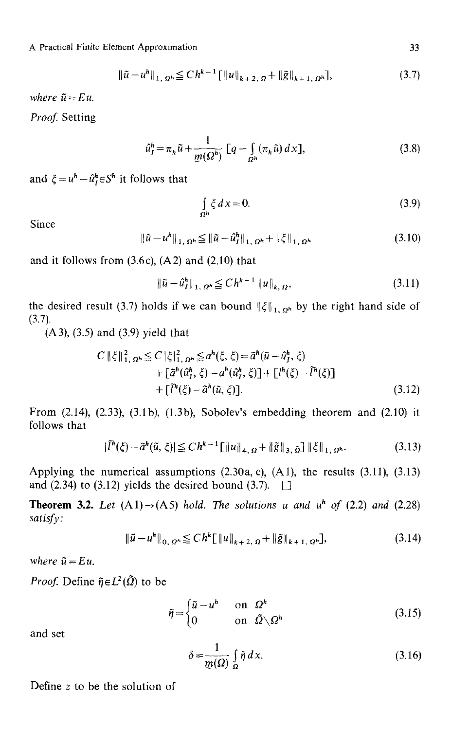$$\|\tilde{u}-u^h\|_{1,\Omega^h} \leqq Ch^{k-1}[\|u\|_{k+2,\Omega}+\|\tilde{g}\|_{k+1,\Omega^h}], \tag{3.7}$$

*where* $\tilde{u}=Eu$.

*Proof.* Setting

$$\hat{u}_I^h = \pi_h \tilde{u} + \frac{1}{m(\Omega^h)}\left[q - \int_{\Omega^h} (\pi_h \tilde{u})\,dx\right], \tag{3.8}$$

and $\xi = u^h - \hat{u}_I^h \in S^h$ it follows that

$$\int_{\Omega^h} \xi\,dx = 0. \tag{3.9}$$

Since

$$\|\tilde{u}-u^h\|_{1,\Omega^h} \leqq \|\tilde{u}-\hat{u}_I^h\|_{1,\Omega^h} + \|\xi\|_{1,\Omega^h} \tag{3.10}$$

and it follows from (3.6c), (A2) and (2.10) that

$$\|\tilde{u}-\hat{u}_I^h\|_{1,\Omega^h} \leqq Ch^{k-1}\|u\|_{k,\Omega}, \tag{3.11}$$

the desired result (3.7) holds if we can bound $\|\xi\|_{1,\Omega^h}$ by the right hand side of (3.7).

(A3), (3.5) and (3.9) yield that

$$\begin{aligned}
C\|\xi\|_{1,\Omega^h}^2 \leqq C|\xi|_{1,\Omega^h}^2 &\leqq a^h(\xi,\xi) = \tilde{a}^h(\tilde{u}-\hat{u}_I^h,\xi) \\
&\quad + [\tilde{a}^h(\hat{u}_I^h,\xi) - a^h(\hat{u}_I^h,\xi)] + [l^h(\xi) - \tilde{l}^h(\xi)] \\
&\quad + [\tilde{l}^h(\xi) - \tilde{a}^h(\tilde{u},\xi)].
\end{aligned} \tag{3.12}$$

From (2.14), (2.33), (3.1b), (1.3b), Sobolev's embedding theorem and (2.10) it follows that

$$|\tilde{l}^h(\xi) - \tilde{a}^h(\tilde{u},\xi)| \leqq Ch^{k-1}[\|u\|_{4,\Omega} + \|\tilde{g}\|_{3,\tilde{\Omega}}]\,\|\xi\|_{1,\Omega^h}. \tag{3.13}$$

Applying the numerical assumptions (2.30a, c), (A1), the results (3.11), (3.13) and (2.34) to (3.12) yields the desired bound (3.7). □

**Theorem 3.2.** *Let* (A1)→(A5) *hold. The solutions* $u$ *and* $u^h$ *of* (2.2) *and* (2.28) *satisfy:*

$$\|\tilde{u}-u^h\|_{0,\Omega^h} \leqq Ch^k[\|u\|_{k+2,\Omega}+\|\tilde{g}\|_{k+1,\Omega^h}], \tag{3.14}$$

*where* $\tilde{u}=Eu$.

*Proof.* Define $\tilde{\eta}\in L^2(\tilde{\Omega})$ to be

$$\tilde{\eta} = \begin{cases} \tilde{u}-u^h & \text{on } \Omega^h \\ 0 & \text{on } \tilde{\Omega}\setminus\Omega^h \end{cases} \tag{3.15}$$

and set

$$\delta = \frac{1}{m(\Omega)}\int_{\Omega} \tilde{\eta}\,dx. \tag{3.16}$$

Define $z$ to be the solution of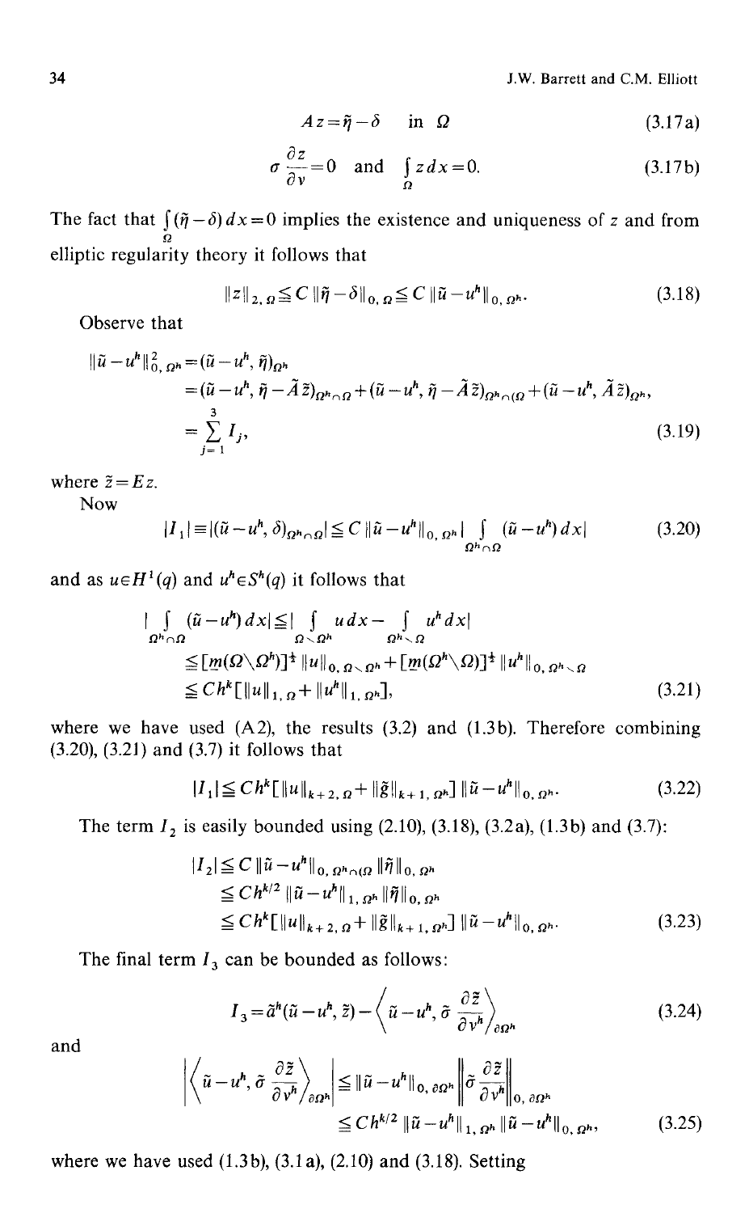$$Az = \tilde{\eta} - \delta \quad \text{in } \Omega \tag{3.17a}$$

$$\sigma \frac{\partial z}{\partial \nu} = 0 \quad \text{and} \quad \int_\Omega z\, dx = 0. \tag{3.17b}$$

The fact that $\int_\Omega (\tilde{\eta} - \delta)\, dx = 0$ implies the existence and uniqueness of $z$ and from elliptic regularity theory it follows that

$$\|z\|_{2,\Omega} \leq C \|\tilde{\eta} - \delta\|_{0,\Omega} \leq C \|\tilde{u} - u^h\|_{0,\Omega^h}. \tag{3.18}$$

Observe that

$$\begin{aligned}
\|\tilde{u} - u^h\|_{0,\Omega^h}^2 &= (\tilde{u} - u^h, \tilde{\eta})_{\Omega^h} \\
&= (\tilde{u} - u^h, \tilde{\eta} - \tilde{A}\tilde{z})_{\Omega^h \cap \Omega} + (\tilde{u} - u^h, \tilde{\eta} - \tilde{A}\tilde{z})_{\Omega^h \cap (\Omega} + (\tilde{u} - u^h, \tilde{A}\tilde{z})_{\Omega^h}, \\
&= \sum_{j=1}^{3} I_j,
\end{aligned} \tag{3.19}$$

where $\tilde{z} = Ez$.

Now

$$|I_1| \equiv |(\tilde{u} - u^h, \delta)_{\Omega^h \cap \Omega}| \leq C \|\tilde{u} - u^h\|_{0,\Omega^h} \left| \int_{\Omega^h \cap \Omega} (\tilde{u} - u^h)\, dx \right| \tag{3.20}$$

and as $u \in H^1(q)$ and $u^h \in S^h(q)$ it follows that

$$\begin{aligned}
\left| \int_{\Omega^h \cap \Omega} (\tilde{u} - u^h)\, dx \right| &\leq \left| \int_{\Omega \setminus \Omega^h} u\, dx - \int_{\Omega^h \setminus \Omega} u^h\, dx \right| \\
&\leq [\underline{m}(\Omega \setminus \Omega^h)]^{\frac{1}{2}} \|u\|_{0,\Omega \setminus \Omega^h} + [\underline{m}(\Omega^h \setminus \Omega)]^{\frac{1}{2}} \|u^h\|_{0,\Omega^h \setminus \Omega} \\
&\leq C h^k [\|u\|_{1,\Omega} + \|u^h\|_{1,\Omega^h}],
\end{aligned} \tag{3.21}$$

where we have used (A2), the results (3.2) and (1.3b). Therefore combining (3.20), (3.21) and (3.7) it follows that

$$|I_1| \leq C h^k [\|u\|_{k+2,\Omega} + \|\tilde{g}\|_{k+1,\Omega^h}] \|\tilde{u} - u^h\|_{0,\Omega^h}. \tag{3.22}$$

The term $I_2$ is easily bounded using (2.10), (3.18), (3.2a), (1.3b) and (3.7):

$$\begin{aligned}
|I_2| &\leq C \|\tilde{u} - u^h\|_{0,\Omega^h \cap (\Omega} \|\tilde{\eta}\|_{0,\Omega^h} \\
&\leq C h^{k/2} \|\tilde{u} - u^h\|_{1,\Omega^h} \|\tilde{\eta}\|_{0,\Omega^h} \\
&\leq C h^k [\|u\|_{k+2,\Omega} + \|\tilde{g}\|_{k+1,\Omega^h}] \|\tilde{u} - u^h\|_{0,\Omega^h}.
\end{aligned} \tag{3.23}$$

The final term $I_3$ can be bounded as follows:

$$I_3 = \tilde{a}^h(\tilde{u} - u^h, \tilde{z}) - \left\langle \tilde{u} - u^h, \tilde{\sigma} \frac{\partial \tilde{z}}{\partial \nu^h} \right\rangle_{\partial \Omega^h} \tag{3.24}$$

and

$$\begin{aligned}
\left| \left\langle \tilde{u} - u^h, \tilde{\sigma} \frac{\partial \tilde{z}}{\partial \nu^h} \right\rangle_{\partial \Omega^h} \right| &\leq \|\tilde{u} - u^h\|_{0,\partial \Omega^h} \left\| \tilde{\sigma} \frac{\partial \tilde{z}}{\partial \nu^h} \right\|_{0,\partial \Omega^h} \\
&\leq C h^{k/2} \|\tilde{u} - u^h\|_{1,\Omega^h} \|\tilde{u} - u^h\|_{0,\Omega^h},
\end{aligned} \tag{3.25}$$

where we have used (1.3b), (3.1a), (2.10) and (3.18). Setting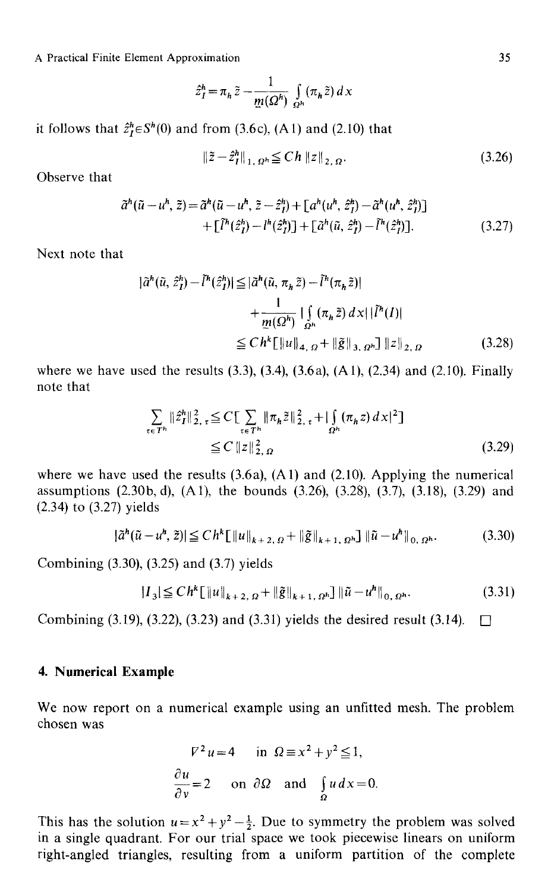$$\hat{z}_I^h = \pi_h \tilde{z} - \frac{1}{\underline{m}(\Omega^h)} \int_{\Omega^h} (\pi_h \tilde{z})\, dx$$

it follows that $\hat{z}_I^h \in S^h(0)$ and from (3.6c), (A1) and (2.10) that

$$\|\tilde{z} - \hat{z}_I^h\|_{1,\Omega^h} \leqq Ch \|z\|_{2,\Omega}. \tag{3.26}$$

Observe that

$$\begin{aligned}\tilde{a}^h(\tilde{u} - u^h, \tilde{z}) = {} & \tilde{a}^h(\tilde{u} - u^h, \tilde{z} - \hat{z}_I^h) + [a^h(u^h, \hat{z}_I^h) - \tilde{a}^h(u^h, \hat{z}_I^h)] \\ & + [\tilde{l}^h(\hat{z}_I^h) - l^h(\hat{z}_I^h)] + [\tilde{a}^h(\tilde{u}, \hat{z}_I^h) - \tilde{l}^h(\hat{z}_I^h)].\end{aligned} \tag{3.27}$$

Next note that

$$\begin{aligned}|\tilde{a}^h(\tilde{u}, \hat{z}_I^h) - \tilde{l}^h(\hat{z}_I^h)| & \leqq |\tilde{a}^h(\tilde{u}, \pi_h \tilde{z}) - \tilde{l}^h(\pi_h \tilde{z})| \\ & \quad + \frac{1}{\underline{m}(\Omega^h)} \left|\int_{\Omega^h} (\pi_h \tilde{z})\, dx\right| |\tilde{l}^h(I)| \\ & \leqq Ch^k [\|u\|_{4,\Omega} + \|\tilde{g}\|_{3,\Omega^h}] \|z\|_{2,\Omega}\end{aligned} \tag{3.28}$$

where we have used the results (3.3), (3.4), (3.6a), (A1), (2.34) and (2.10). Finally note that

$$\begin{aligned}\sum_{\tau \in T^h} \|\hat{z}_I^h\|_{2,\tau}^2 & \leqq C \left[\sum_{\tau \in T^h} \|\pi_h \tilde{z}\|_{2,\tau}^2 + \left|\int_{\Omega^h} (\pi_h z)\, dx\right|^2\right] \\ & \leqq C \|z\|_{2,\Omega}^2\end{aligned} \tag{3.29}$$

where we have used the results (3.6a), (A1) and (2.10). Applying the numerical assumptions (2.30b, d), (A1), the bounds (3.26), (3.28), (3.7), (3.18), (3.29) and (2.34) to (3.27) yields

$$|\tilde{a}^h(\tilde{u} - u^h, \tilde{z})| \leqq Ch^k [\|u\|_{k+2,\Omega} + \|\tilde{g}\|_{k+1,\Omega^h}] \|\tilde{u} - u^h\|_{0,\Omega^h}. \tag{3.30}$$

Combining (3.30), (3.25) and (3.7) yields

$$|I_3| \leqq Ch^k [\|u\|_{k+2,\Omega} + \|\tilde{g}\|_{k+1,\Omega^h}] \|\tilde{u} - u^h\|_{0,\Omega^h}. \tag{3.31}$$

Combining (3.19), (3.22), (3.23) and (3.31) yields the desired result (3.14). $\square$

## 4. Numerical Example

We now report on a numerical example using an unfitted mesh. The problem chosen was

$$\nabla^2 u = 4 \quad \text{in } \Omega \equiv x^2 + y^2 \leqq 1,$$

$$\frac{\partial u}{\partial \nu} = 2 \quad \text{on } \partial\Omega \quad \text{and} \quad \int_\Omega u\, dx = 0.$$

This has the solution $u = x^2 + y^2 - \frac{1}{2}$. Due to symmetry the problem was solved in a single quadrant. For our trial space we took piecewise linears on uniform right-angled triangles, resulting from a uniform partition of the complete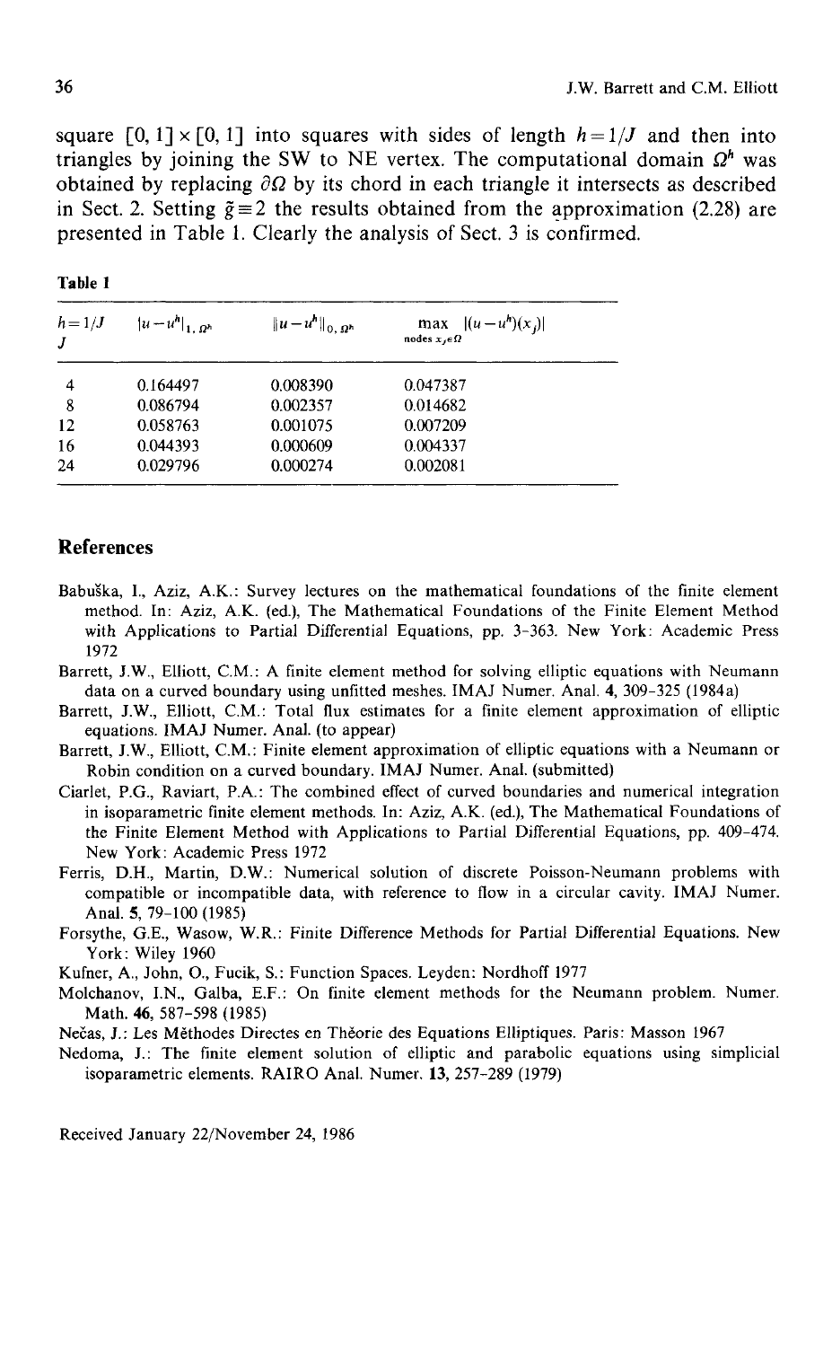square $[0, 1] \times [0, 1]$ into squares with sides of length $h = 1/J$ and then into triangles by joining the SW to NE vertex. The computational domain $\Omega^h$ was obtained by replacing $\partial\Omega$ by its chord in each triangle it intersects as described in Sect. 2. Setting $\tilde{g} \equiv 2$ the results obtained from the approximation (2.28) are presented in Table 1. Clearly the analysis of Sect. 3 is confirmed.

**Table 1**

| $h = 1/J$ <br> $J$ | $\lvert u - u^h \rvert_{1, \Omega^h}$ | $\lVert u - u^h \rVert_{0, \Omega^h}$ | $\max\limits_{\text{nodes } x_j \in \Omega} \lvert (u - u^h)(x_j) \rvert$ |
|---|---|---|---|
| 4 | 0.164497 | 0.008390 | 0.047387 |
| 8 | 0.086794 | 0.002357 | 0.014682 |
| 12 | 0.058763 | 0.001075 | 0.007209 |
| 16 | 0.044393 | 0.000609 | 0.004337 |
| 24 | 0.029796 | 0.000274 | 0.002081 |

## References

Babuška, I., Aziz, A.K.: Survey lectures on the mathematical foundations of the finite element method. In: Aziz, A.K. (ed.), The Mathematical Foundations of the Finite Element Method with Applications to Partial Differential Equations, pp. 3-363. New York: Academic Press 1972

Barrett, J.W., Elliott, C.M.: A finite element method for solving elliptic equations with Neumann data on a curved boundary using unfitted meshes. IMAJ Numer. Anal. **4**, 309-325 (1984a)

Barrett, J.W., Elliott, C.M.: Total flux estimates for a finite element approximation of elliptic equations. IMAJ Numer. Anal. (to appear)

Barrett, J.W., Elliott, C.M.: Finite element approximation of elliptic equations with a Neumann or Robin condition on a curved boundary. IMAJ Numer. Anal. (submitted)

Ciarlet, P.G., Raviart, P.A.: The combined effect of curved boundaries and numerical integration in isoparametric finite element methods. In: Aziz, A.K. (ed.), The Mathematical Foundations of the Finite Element Method with Applications to Partial Differential Equations, pp. 409-474. New York: Academic Press 1972

Ferris, D.H., Martin, D.W.: Numerical solution of discrete Poisson-Neumann problems with compatible or incompatible data, with reference to flow in a circular cavity. IMAJ Numer. Anal. **5**, 79-100 (1985)

Forsythe, G.E., Wasow, W.R.: Finite Difference Methods for Partial Differential Equations. New York: Wiley 1960

Kufner, A., John, O., Fucik, S.: Function Spaces. Leyden: Nordhoff 1977

Molchanov, I.N., Galba, E.F.: On finite element methods for the Neumann problem. Numer. Math. **46**, 587-598 (1985)

Nečas, J.: Les Mëthodes Directes en Thëorie des Equations Elliptiques. Paris: Masson 1967

Nedoma, J.: The finite element solution of elliptic and parabolic equations using simplicial isoparametric elements. RAIRO Anal. Numer. **13**, 257-289 (1979)

Received January 22/November 24, 1986